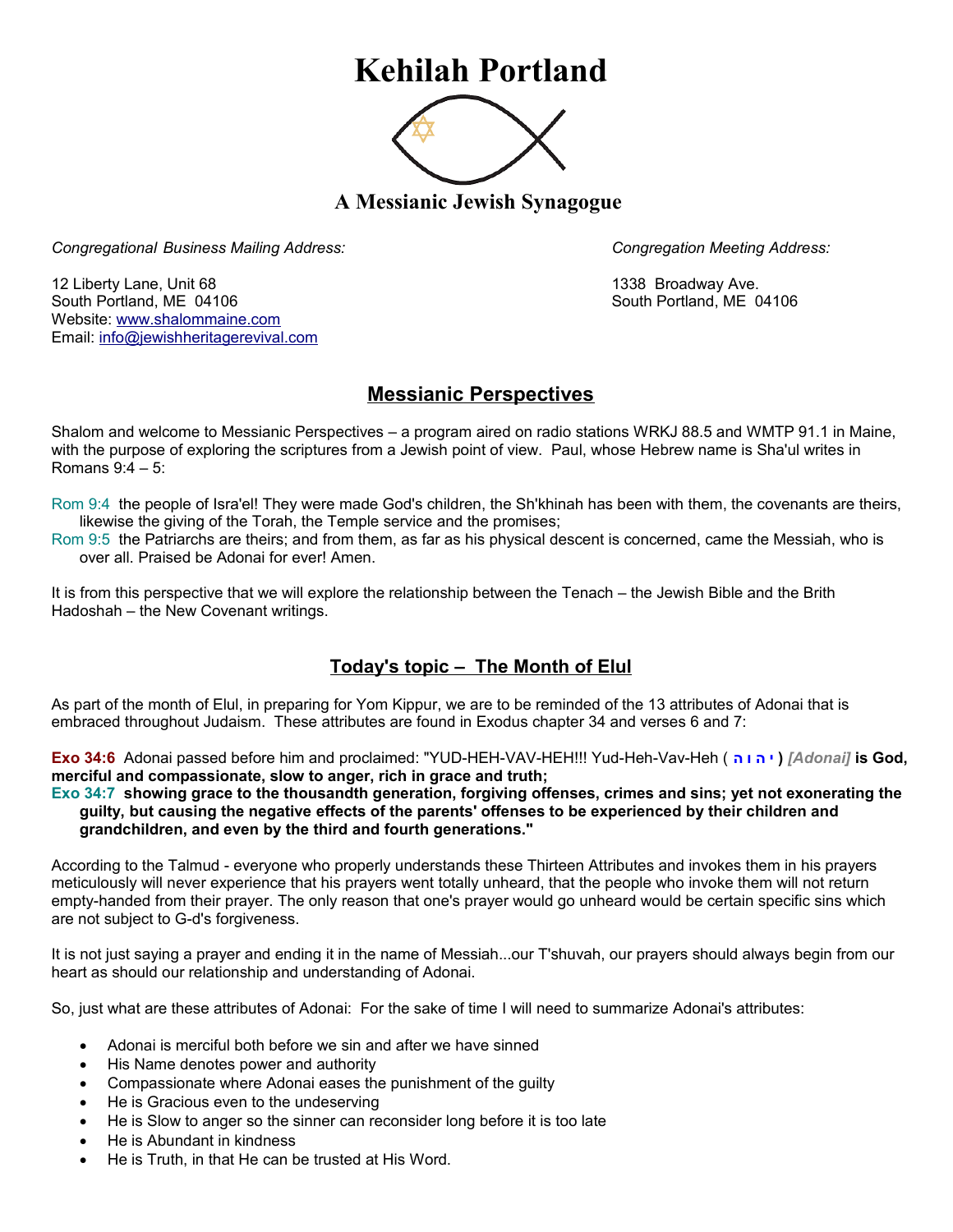# Kehilah Portland

### A Messianic Jewish Synagogue

*Congregational Business Mailing Address:*

12 Liberty Lane, Unit 68
South Portland, ME 04106
Website: www.shalommaine.com
Email: info@jewishheritagerevival.com

*Congregation Meeting Address:*

1338 Broadway Ave.
South Portland, ME 04106

## Messianic Perspectives

Shalom and welcome to Messianic Perspectives – a program aired on radio stations WRKJ 88.5 and WMTP 91.1 in Maine, with the purpose of exploring the scriptures from a Jewish point of view. Paul, whose Hebrew name is Sha'ul writes in Romans 9:4 – 5:

Rom 9:4 the people of Isra'el! They were made God's children, the Sh'khinah has been with them, the covenants are theirs, likewise the giving of the Torah, the Temple service and the promises;
Rom 9:5 the Patriarchs are theirs; and from them, as far as his physical descent is concerned, came the Messiah, who is over all. Praised be Adonai for ever! Amen.

It is from this perspective that we will explore the relationship between the Tenach – the Jewish Bible and the Brith Hadoshah – the New Covenant writings.

## Today's topic – The Month of Elul

As part of the month of Elul, in preparing for Yom Kippur, we are to be reminded of the 13 attributes of Adonai that is embraced throughout Judaism. These attributes are found in Exodus chapter 34 and verses 6 and 7:

**Exo 34:6** Adonai passed before him and proclaimed: "YUD-HEH-VAV-HEH!!! Yud-Heh-Vav-Heh ( **יהוה** ) *[Adonai]* **is God, merciful and compassionate, slow to anger, rich in grace and truth;**
**Exo 34:7 showing grace to the thousandth generation, forgiving offenses, crimes and sins; yet not exonerating the guilty, but causing the negative effects of the parents' offenses to be experienced by their children and grandchildren, and even by the third and fourth generations."**

According to the Talmud - everyone who properly understands these Thirteen Attributes and invokes them in his prayers meticulously will never experience that his prayers went totally unheard, that the people who invoke them will not return empty-handed from their prayer. The only reason that one's prayer would go unheard would be certain specific sins which are not subject to G-d's forgiveness.

It is not just saying a prayer and ending it in the name of Messiah...our T'shuvah, our prayers should always begin from our heart as should our relationship and understanding of Adonai.

So, just what are these attributes of Adonai: For the sake of time I will need to summarize Adonai's attributes:

- Adonai is merciful both before we sin and after we have sinned
- His Name denotes power and authority
- Compassionate where Adonai eases the punishment of the guilty
- He is Gracious even to the undeserving
- He is Slow to anger so the sinner can reconsider long before it is too late
- He is Abundant in kindness
- He is Truth, in that He can be trusted at His Word.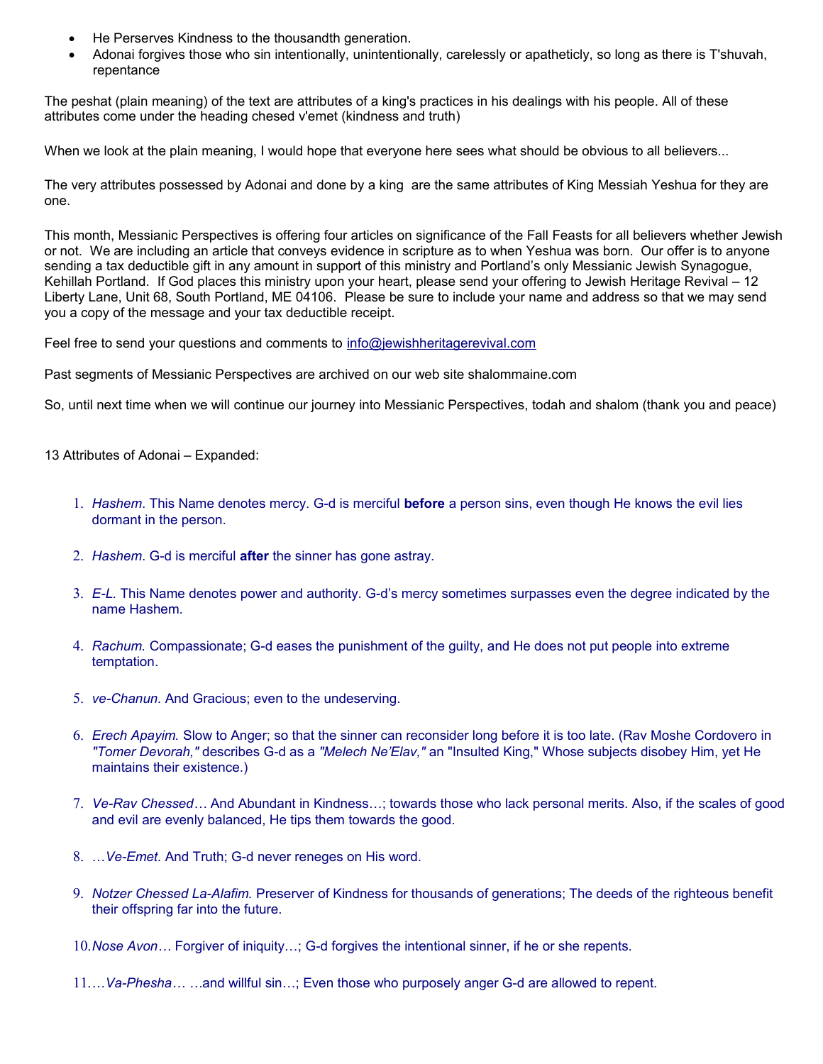- He Perserves Kindness to the thousandth generation.
- Adonai forgives those who sin intentionally, unintentionally, carelessly or apatheticly, so long as there is T'shuvah, repentance

The peshat (plain meaning) of the text are attributes of a king's practices in his dealings with his people. All of these attributes come under the heading chesed v'emet (kindness and truth)

When we look at the plain meaning, I would hope that everyone here sees what should be obvious to all believers...

The very attributes possessed by Adonai and done by a king are the same attributes of King Messiah Yeshua for they are one.

This month, Messianic Perspectives is offering four articles on significance of the Fall Feasts for all believers whether Jewish or not. We are including an article that conveys evidence in scripture as to when Yeshua was born. Our offer is to anyone sending a tax deductible gift in any amount in support of this ministry and Portland's only Messianic Jewish Synagogue, Kehillah Portland. If God places this ministry upon your heart, please send your offering to Jewish Heritage Revival – 12 Liberty Lane, Unit 68, South Portland, ME 04106. Please be sure to include your name and address so that we may send you a copy of the message and your tax deductible receipt.

Feel free to send your questions and comments to info@jewishheritagerevival.com

Past segments of Messianic Perspectives are archived on our web site shalommaine.com

So, until next time when we will continue our journey into Messianic Perspectives, todah and shalom (thank you and peace)

13 Attributes of Adonai – Expanded:

1. *Hashem*. This Name denotes mercy. G-d is merciful **before** a person sins, even though He knows the evil lies dormant in the person.
2. *Hashem*. G-d is merciful **after** the sinner has gone astray.
3. *E-L.* This Name denotes power and authority. G-d's mercy sometimes surpasses even the degree indicated by the name Hashem.
4. *Rachum.* Compassionate; G-d eases the punishment of the guilty, and He does not put people into extreme temptation.
5. *ve-Chanun.* And Gracious; even to the undeserving.
6. *Erech Apayim.* Slow to Anger; so that the sinner can reconsider long before it is too late. (Rav Moshe Cordovero in *"Tomer Devorah,"* describes G-d as a *"Melech Ne'Elav,"* an "Insulted King," Whose subjects disobey Him, yet He maintains their existence.)
7. *Ve-Rav Chessed…* And Abundant in Kindness…; towards those who lack personal merits. Also, if the scales of good and evil are evenly balanced, He tips them towards the good.
8. …*Ve-Emet.* And Truth; G-d never reneges on His word.
9. *Notzer Chessed La-Alafim.* Preserver of Kindness for thousands of generations; The deeds of the righteous benefit their offspring far into the future.
10. *Nose Avon…* Forgiver of iniquity…; G-d forgives the intentional sinner, if he or she repents.
11. …*Va-Phesha…* …and willful sin…; Even those who purposely anger G-d are allowed to repent.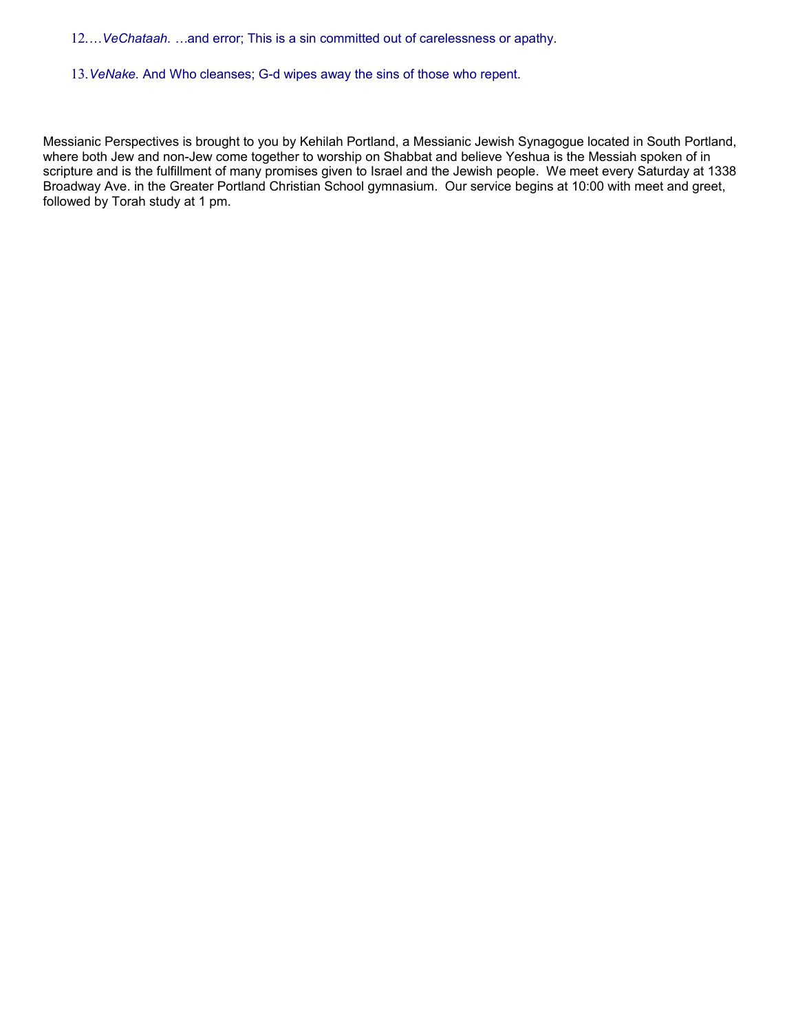12. …*VeChataah.* …and error; This is a sin committed out of carelessness or apathy.

13. *VeNake.* And Who cleanses; G-d wipes away the sins of those who repent.

Messianic Perspectives is brought to you by Kehilah Portland, a Messianic Jewish Synagogue located in South Portland, where both Jew and non-Jew come together to worship on Shabbat and believe Yeshua is the Messiah spoken of in scripture and is the fulfillment of many promises given to Israel and the Jewish people. We meet every Saturday at 1338 Broadway Ave. in the Greater Portland Christian School gymnasium. Our service begins at 10:00 with meet and greet, followed by Torah study at 1 pm.